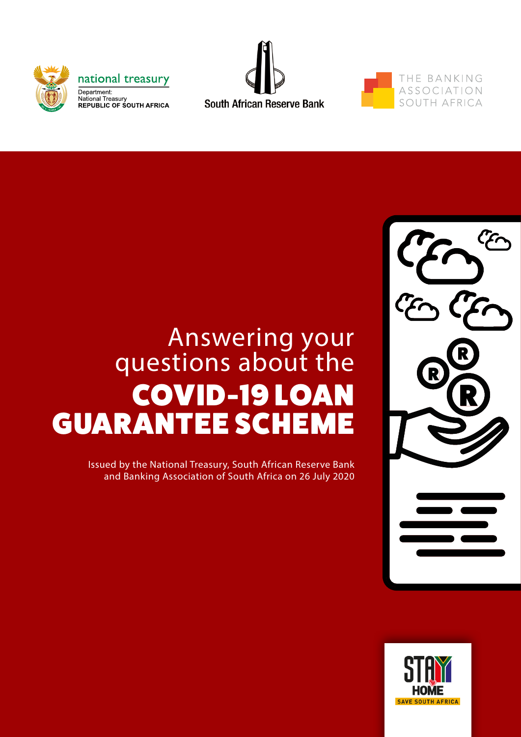national treasury

Department:
National Treasury
REPUBLIC OF SOUTH AFRICA

South African Reserve Bank

THE BANKING ASSOCIATION SOUTH AFRICA

# Answering your questions about the COVID-19 LOAN GUARANTEE SCHEME

Issued by the National Treasury, South African Reserve Bank and Banking Association of South Africa on 26 July 2020

STAY HOME

SAVE SOUTH AFRICA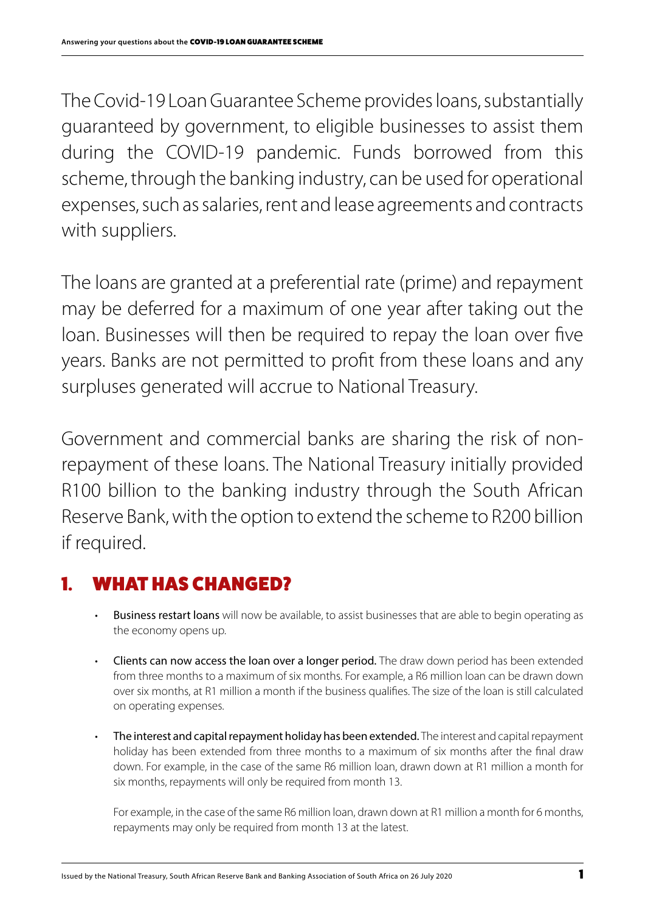The Covid-19 Loan Guarantee Scheme provides loans, substantially guaranteed by government, to eligible businesses to assist them during the COVID-19 pandemic. Funds borrowed from this scheme, through the banking industry, can be used for operational expenses, such as salaries, rent and lease agreements and contracts with suppliers.

The loans are granted at a preferential rate (prime) and repayment may be deferred for a maximum of one year after taking out the loan. Businesses will then be required to repay the loan over five years. Banks are not permitted to profit from these loans and any surpluses generated will accrue to National Treasury.

Government and commercial banks are sharing the risk of non-repayment of these loans. The National Treasury initially provided R100 billion to the banking industry through the South African Reserve Bank, with the option to extend the scheme to R200 billion if required.

## 1. WHAT HAS CHANGED?

- **Business restart loans** will now be available, to assist businesses that are able to begin operating as the economy opens up.
- **Clients can now access the loan over a longer period.** The draw down period has been extended from three months to a maximum of six months. For example, a R6 million loan can be drawn down over six months, at R1 million a month if the business qualifies. The size of the loan is still calculated on operating expenses.
- **The interest and capital repayment holiday has been extended.** The interest and capital repayment holiday has been extended from three months to a maximum of six months after the final draw down. For example, in the case of the same R6 million loan, drawn down at R1 million a month for six months, repayments will only be required from month 13.

  For example, in the case of the same R6 million loan, drawn down at R1 million a month for 6 months, repayments may only be required from month 13 at the latest.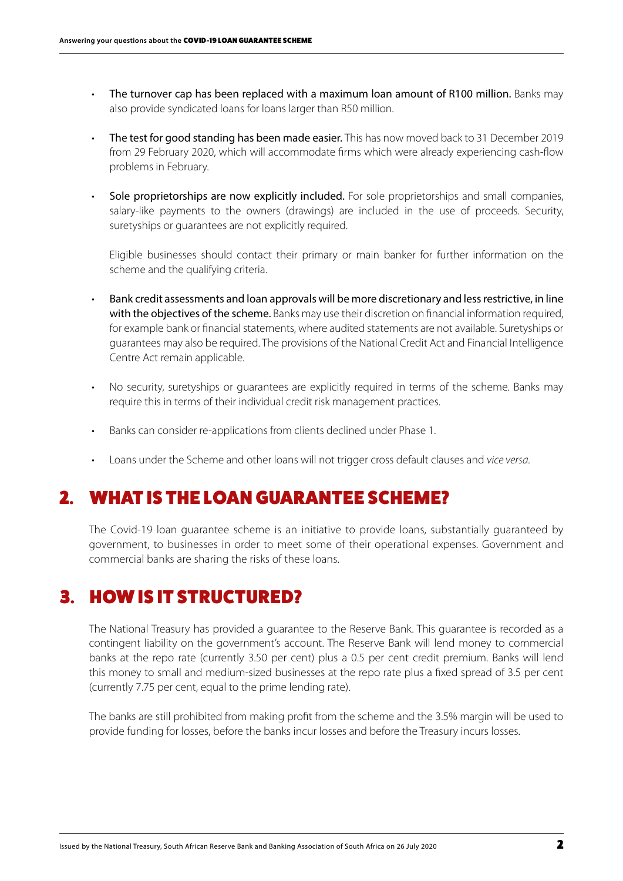- **The turnover cap has been replaced with a maximum loan amount of R100 million.** Banks may also provide syndicated loans for loans larger than R50 million.
- **The test for good standing has been made easier.** This has now moved back to 31 December 2019 from 29 February 2020, which will accommodate firms which were already experiencing cash-flow problems in February.
- **Sole proprietorships are now explicitly included.** For sole proprietorships and small companies, salary-like payments to the owners (drawings) are included in the use of proceeds. Security, suretyships or guarantees are not explicitly required.

  Eligible businesses should contact their primary or main banker for further information on the scheme and the qualifying criteria.
- **Bank credit assessments and loan approvals will be more discretionary and less restrictive, in line with the objectives of the scheme.** Banks may use their discretion on financial information required, for example bank or financial statements, where audited statements are not available. Suretyships or guarantees may also be required. The provisions of the National Credit Act and Financial Intelligence Centre Act remain applicable.
- No security, suretyships or guarantees are explicitly required in terms of the scheme. Banks may require this in terms of their individual credit risk management practices.
- Banks can consider re-applications from clients declined under Phase 1.
- Loans under the Scheme and other loans will not trigger cross default clauses and *vice versa*.

## 2. WHAT IS THE LOAN GUARANTEE SCHEME?

The Covid-19 loan guarantee scheme is an initiative to provide loans, substantially guaranteed by government, to businesses in order to meet some of their operational expenses. Government and commercial banks are sharing the risks of these loans.

## 3. HOW IS IT STRUCTURED?

The National Treasury has provided a guarantee to the Reserve Bank. This guarantee is recorded as a contingent liability on the government's account. The Reserve Bank will lend money to commercial banks at the repo rate (currently 3.50 per cent) plus a 0.5 per cent credit premium. Banks will lend this money to small and medium-sized businesses at the repo rate plus a fixed spread of 3.5 per cent (currently 7.75 per cent, equal to the prime lending rate).

The banks are still prohibited from making profit from the scheme and the 3.5% margin will be used to provide funding for losses, before the banks incur losses and before the Treasury incurs losses.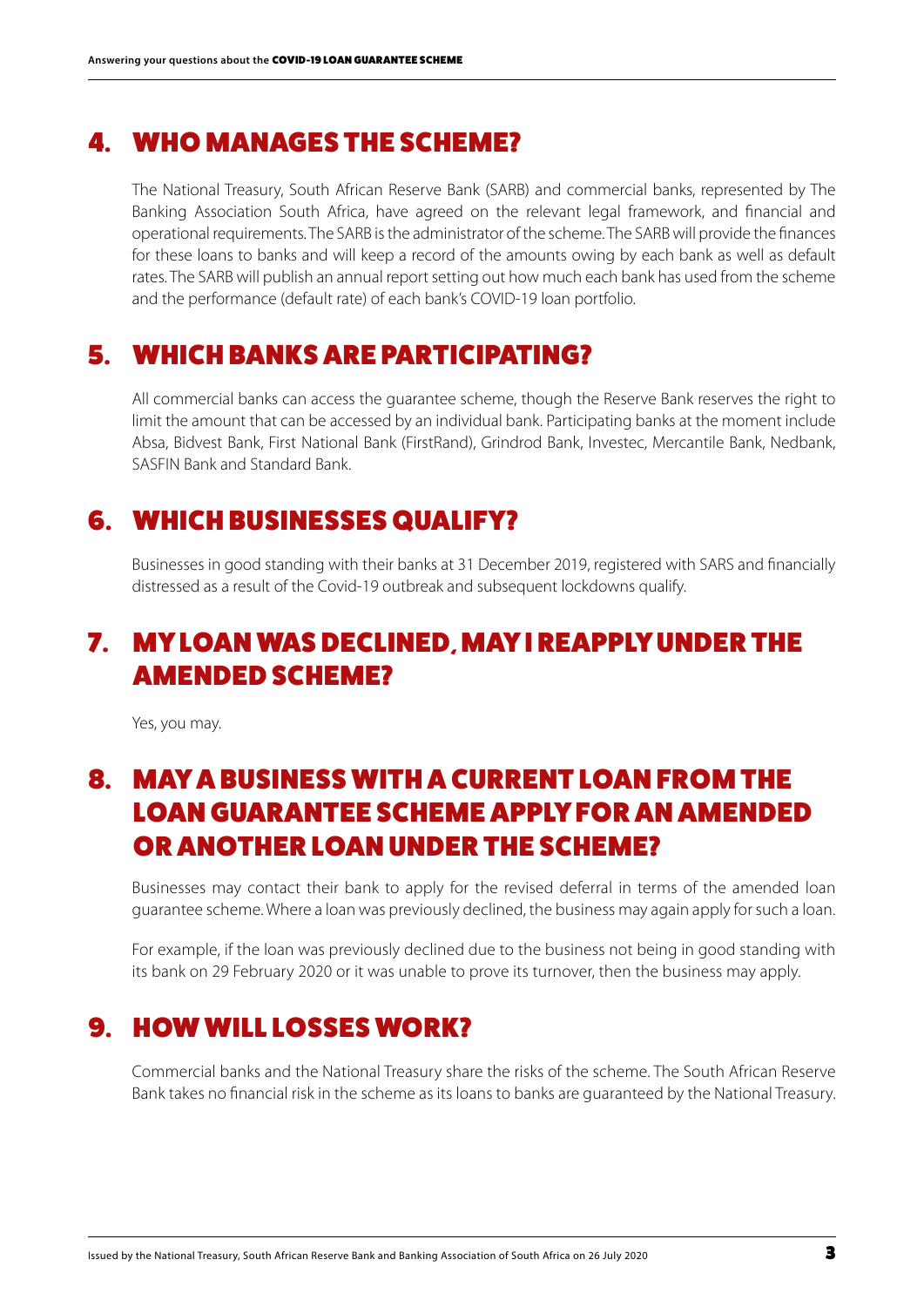## 4. WHO MANAGES THE SCHEME?

The National Treasury, South African Reserve Bank (SARB) and commercial banks, represented by The Banking Association South Africa, have agreed on the relevant legal framework, and financial and operational requirements. The SARB is the administrator of the scheme. The SARB will provide the finances for these loans to banks and will keep a record of the amounts owing by each bank as well as default rates. The SARB will publish an annual report setting out how much each bank has used from the scheme and the performance (default rate) of each bank's COVID-19 loan portfolio.

## 5. WHICH BANKS ARE PARTICIPATING?

All commercial banks can access the guarantee scheme, though the Reserve Bank reserves the right to limit the amount that can be accessed by an individual bank. Participating banks at the moment include Absa, Bidvest Bank, First National Bank (FirstRand), Grindrod Bank, Investec, Mercantile Bank, Nedbank, SASFIN Bank and Standard Bank.

## 6. WHICH BUSINESSES QUALIFY?

Businesses in good standing with their banks at 31 December 2019, registered with SARS and financially distressed as a result of the Covid-19 outbreak and subsequent lockdowns qualify.

## 7. MY LOAN WAS DECLINED, MAY I REAPPLY UNDER THE AMENDED SCHEME?

Yes, you may.

## 8. MAY A BUSINESS WITH A CURRENT LOAN FROM THE LOAN GUARANTEE SCHEME APPLY FOR AN AMENDED OR ANOTHER LOAN UNDER THE SCHEME?

Businesses may contact their bank to apply for the revised deferral in terms of the amended loan guarantee scheme. Where a loan was previously declined, the business may again apply for such a loan.

For example, if the loan was previously declined due to the business not being in good standing with its bank on 29 February 2020 or it was unable to prove its turnover, then the business may apply.

## 9. HOW WILL LOSSES WORK?

Commercial banks and the National Treasury share the risks of the scheme. The South African Reserve Bank takes no financial risk in the scheme as its loans to banks are guaranteed by the National Treasury.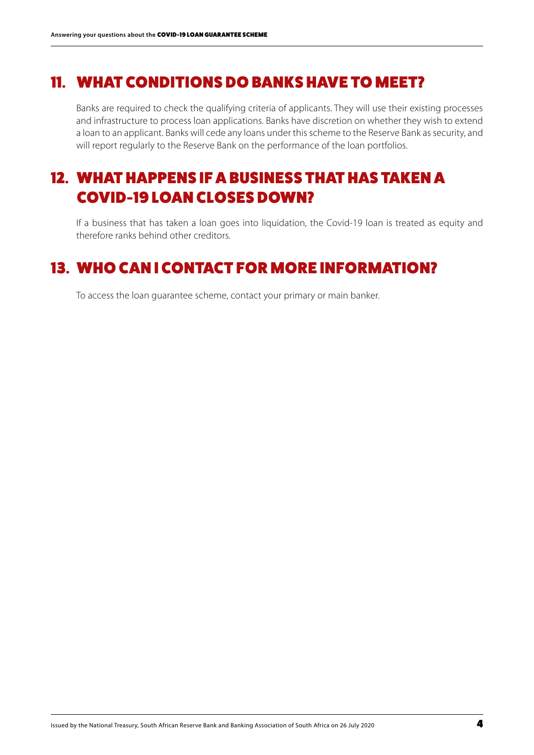## 11. WHAT CONDITIONS DO BANKS HAVE TO MEET?

Banks are required to check the qualifying criteria of applicants. They will use their existing processes and infrastructure to process loan applications. Banks have discretion on whether they wish to extend a loan to an applicant. Banks will cede any loans under this scheme to the Reserve Bank as security, and will report regularly to the Reserve Bank on the performance of the loan portfolios.

## 12. WHAT HAPPENS IF A BUSINESS THAT HAS TAKEN A COVID-19 LOAN CLOSES DOWN?

If a business that has taken a loan goes into liquidation, the Covid-19 loan is treated as equity and therefore ranks behind other creditors.

## 13. WHO CAN I CONTACT FOR MORE INFORMATION?

To access the loan guarantee scheme, contact your primary or main banker.